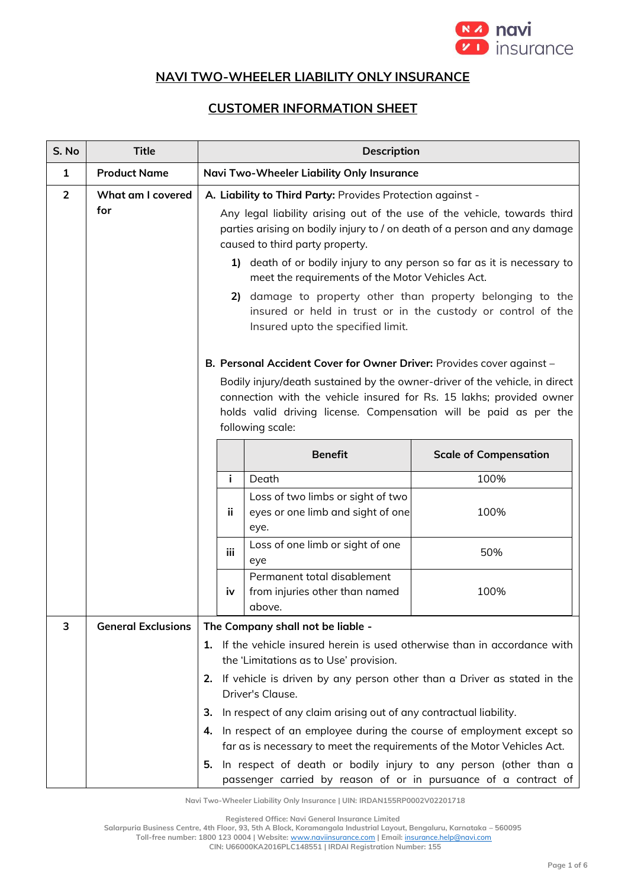## NAVI TWO-WHEELER LIABILITY ONLY INSURANCE

## CUSTOMER INFORMATION SHEET

| S. No | Title | Description |
|---|---|---|
| 1 | **Product Name** | **Navi Two-Wheeler Liability Only Insurance** |
| 2 | **What am I covered for** | **A. Liability to Third Party:** Provides Protection against - <br> Any legal liability arising out of the use of the vehicle, towards third parties arising on bodily injury to / on death of a person and any damage caused to third party property. <br> **1)** death of or bodily injury to any person so far as it is necessary to meet the requirements of the Motor Vehicles Act. <br> **2)** damage to property other than property belonging to the insured or held in trust or in the custody or control of the Insured upto the specified limit. <br><br> **B. Personal Accident Cover for Owner Driver:** Provides cover against – <br> Bodily injury/death sustained by the owner-driver of the vehicle, in direct connection with the vehicle insured for Rs. 15 lakhs; provided owner holds valid driving license. Compensation will be paid as per the following scale: <br><br> **Benefit — Scale of Compensation** <br> i. Death — 100% <br> ii. Loss of two limbs or sight of two eyes or one limb and sight of one eye. — 100% <br> iii. Loss of one limb or sight of one eye — 50% <br> iv. Permanent total disablement from injuries other than named above. — 100% |
| 3 | **General Exclusions** | **The Company shall not be liable -** <br> **1.** If the vehicle insured herein is used otherwise than in accordance with the 'Limitations as to Use' provision. <br> **2.** If vehicle is driven by any person other than a Driver as stated in the Driver's Clause. <br> **3.** In respect of any claim arising out of any contractual liability. <br> **4.** In respect of an employee during the course of employment except so far as is necessary to meet the requirements of the Motor Vehicles Act. <br> **5.** In respect of death or bodily injury to any person (other than a passenger carried by reason of or in pursuance of a contract of |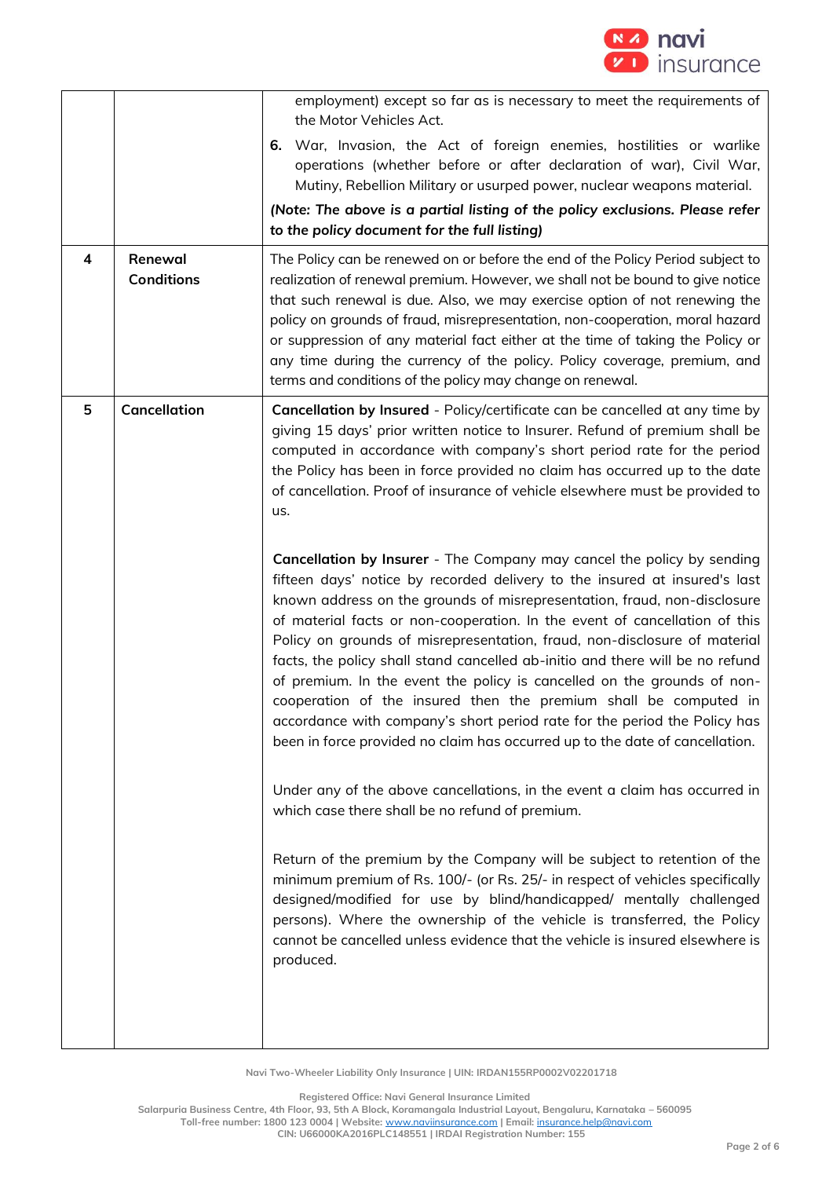| | | |
|---|---|---|
| | | employment) except so far as is necessary to meet the requirements of the Motor Vehicles Act.<br>**6.** War, Invasion, the Act of foreign enemies, hostilities or warlike operations (whether before or after declaration of war), Civil War, Mutiny, Rebellion Military or usurped power, nuclear weapons material.<br>***(Note: The above is a partial listing of the policy exclusions. Please refer to the policy document for the full listing)*** |
| **4** | **Renewal Conditions** | The Policy can be renewed on or before the end of the Policy Period subject to realization of renewal premium. However, we shall not be bound to give notice that such renewal is due. Also, we may exercise option of not renewing the policy on grounds of fraud, misrepresentation, non-cooperation, moral hazard or suppression of any material fact either at the time of taking the Policy or any time during the currency of the policy. Policy coverage, premium, and terms and conditions of the policy may change on renewal. |
| **5** | **Cancellation** | **Cancellation by Insured** - Policy/certificate can be cancelled at any time by giving 15 days' prior written notice to Insurer. Refund of premium shall be computed in accordance with company's short period rate for the period the Policy has been in force provided no claim has occurred up to the date of cancellation. Proof of insurance of vehicle elsewhere must be provided to us.<br><br>**Cancellation by Insurer** - The Company may cancel the policy by sending fifteen days' notice by recorded delivery to the insured at insured's last known address on the grounds of misrepresentation, fraud, non-disclosure of material facts or non-cooperation. In the event of cancellation of this Policy on grounds of misrepresentation, fraud, non-disclosure of material facts, the policy shall stand cancelled ab-initio and there will be no refund of premium. In the event the policy is cancelled on the grounds of non-cooperation of the insured then the premium shall be computed in accordance with company's short period rate for the period the Policy has been in force provided no claim has occurred up to the date of cancellation.<br><br>Under any of the above cancellations, in the event a claim has occurred in which case there shall be no refund of premium.<br><br>Return of the premium by the Company will be subject to retention of the minimum premium of Rs. 100/- (or Rs. 25/- in respect of vehicles specifically designed/modified for use by blind/handicapped/ mentally challenged persons). Where the ownership of the vehicle is transferred, the Policy cannot be cancelled unless evidence that the vehicle is insured elsewhere is produced. |

Navi Two-Wheeler Liability Only Insurance | UIN: IRDAN155RP0002V02201718

Registered Office: Navi General Insurance Limited
Salarpuria Business Centre, 4th Floor, 93, 5th A Block, Koramangala Industrial Layout, Bengaluru, Karnataka – 560095
Toll-free number: 1800 123 0004 | Website: www.naviinsurance.com | Email: insurance.help@navi.com
CIN: U66000KA2016PLC148551 | IRDAI Registration Number: 155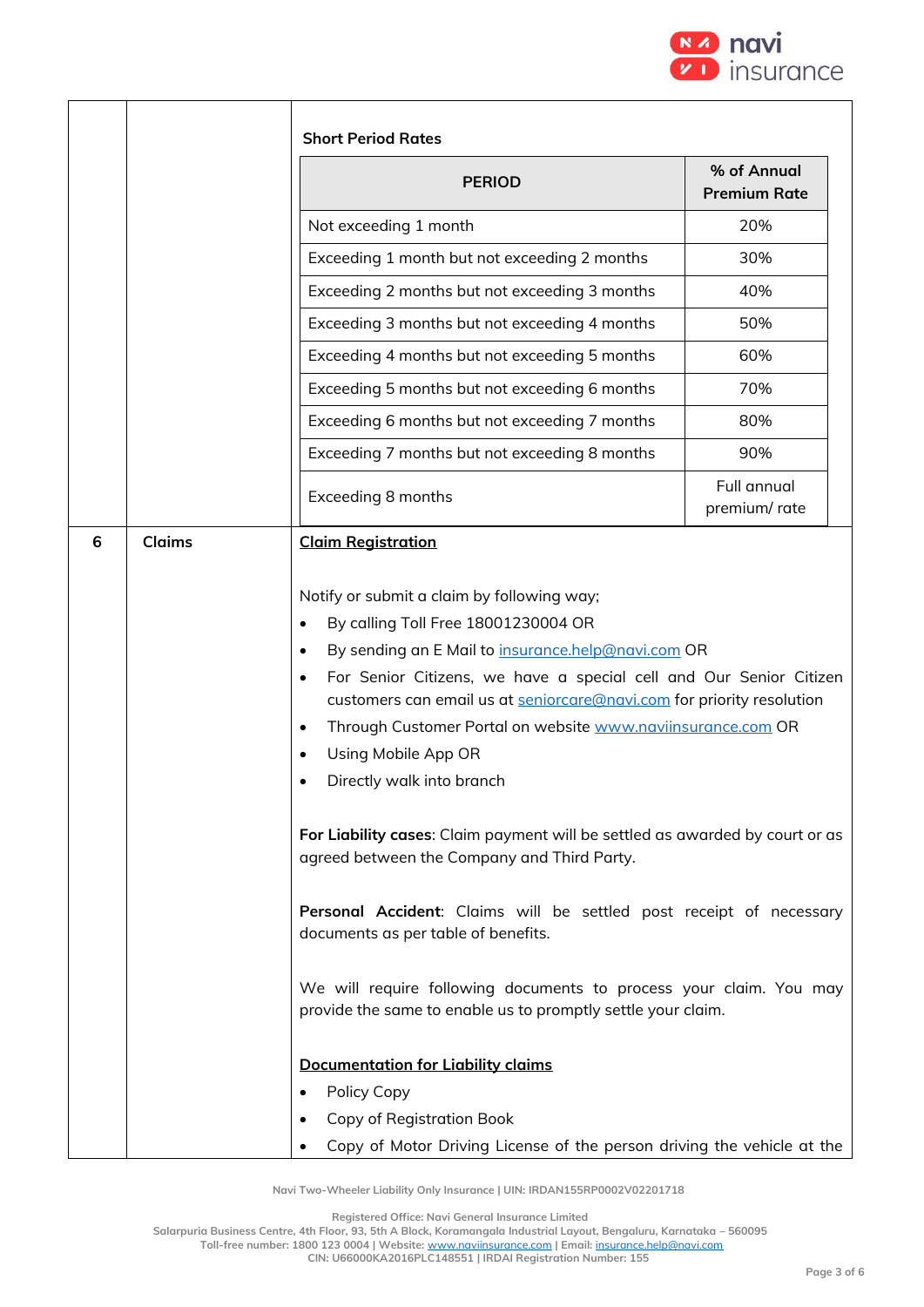| | | |
|---|---|---|
| | | **Short Period Rates** |

| PERIOD | % of Annual Premium Rate |
|---|---|
| Not exceeding 1 month | 20% |
| Exceeding 1 month but not exceeding 2 months | 30% |
| Exceeding 2 months but not exceeding 3 months | 40% |
| Exceeding 3 months but not exceeding 4 months | 50% |
| Exceeding 4 months but not exceeding 5 months | 60% |
| Exceeding 5 months but not exceeding 6 months | 70% |
| Exceeding 6 months but not exceeding 7 months | 80% |
| Exceeding 7 months but not exceeding 8 months | 90% |
| Exceeding 8 months | Full annual premium/ rate |

**6 Claims**

**Claim Registration**

Notify or submit a claim by following way;

- By calling Toll Free 18001230004 OR
- By sending an E Mail to insurance.help@navi.com OR
- For Senior Citizens, we have a special cell and Our Senior Citizen customers can email us at seniorcare@navi.com for priority resolution
- Through Customer Portal on website www.naviinsurance.com OR
- Using Mobile App OR
- Directly walk into branch

**For Liability cases**: Claim payment will be settled as awarded by court or as agreed between the Company and Third Party.

**Personal Accident**: Claims will be settled post receipt of necessary documents as per table of benefits.

We will require following documents to process your claim. You may provide the same to enable us to promptly settle your claim.

**Documentation for Liability claims**

- Policy Copy
- Copy of Registration Book
- Copy of Motor Driving License of the person driving the vehicle at the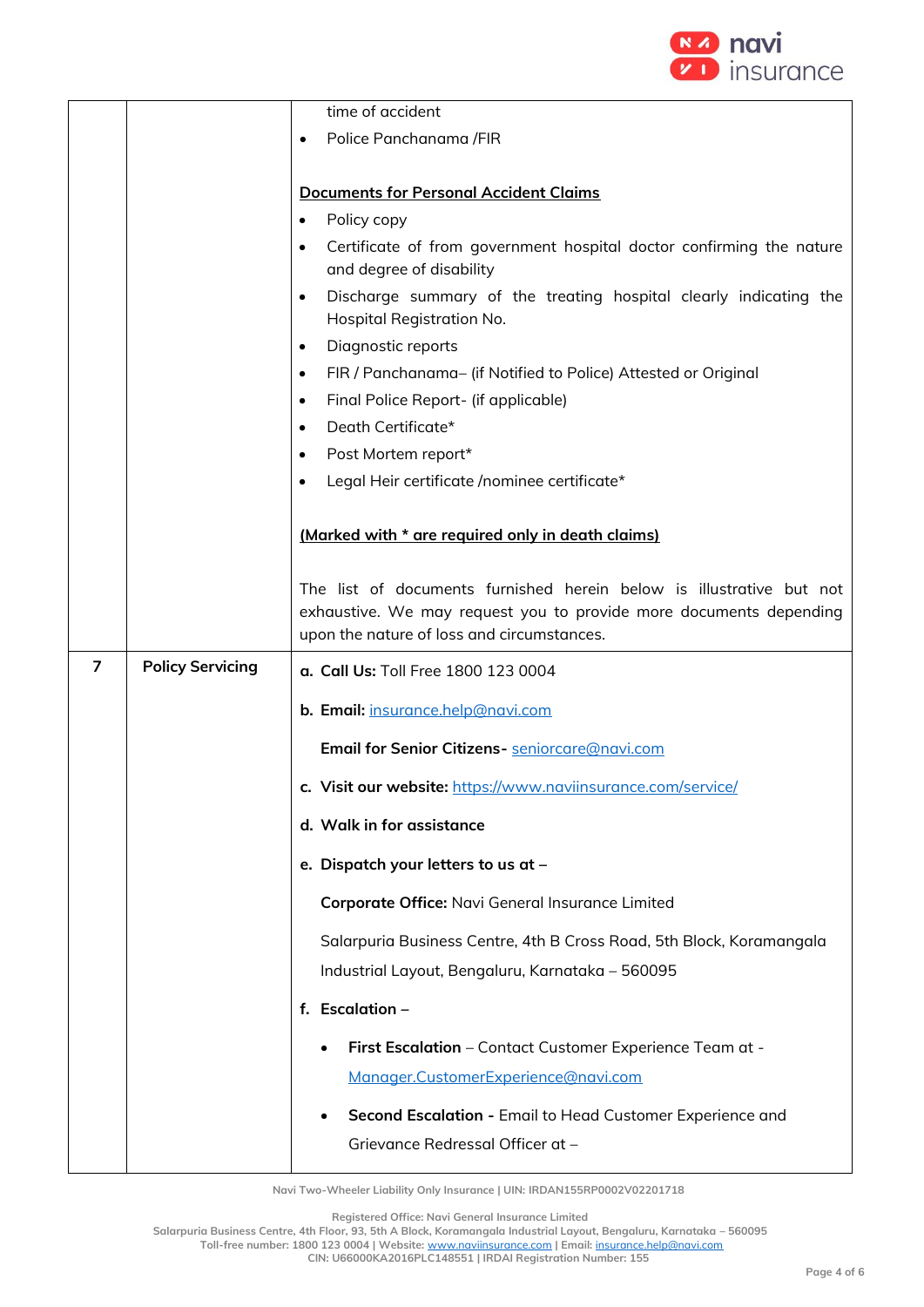| | | time of accident<br>• Police Panchanama /FIR<br><br>**<u>Documents for Personal Accident Claims</u>**<br>• Policy copy<br>• Certificate of from government hospital doctor confirming the nature and degree of disability<br>• Discharge summary of the treating hospital clearly indicating the Hospital Registration No.<br>• Diagnostic reports<br>• FIR / Panchanama– (if Notified to Police) Attested or Original<br>• Final Police Report- (if applicable)<br>• Death Certificate*<br>• Post Mortem report*<br>• Legal Heir certificate /nominee certificate*<br><br>**<u>(Marked with * are required only in death claims)</u>**<br><br>The list of documents furnished herein below is illustrative but not exhaustive. We may request you to provide more documents depending upon the nature of loss and circumstances. |
|---|---|---|
| **7** | **Policy Servicing** | **a. Call Us:** Toll Free 1800 123 0004<br><br>**b. Email:** insurance.help@navi.com<br><br>**Email for Senior Citizens-** seniorcare@navi.com<br><br>**c. Visit our website:** https://www.naviinsurance.com/service/<br><br>**d. Walk in for assistance**<br><br>**e. Dispatch your letters to us at –**<br><br>**Corporate Office:** Navi General Insurance Limited<br><br>Salarpuria Business Centre, 4th B Cross Road, 5th Block, Koramangala Industrial Layout, Bengaluru, Karnataka – 560095<br><br>**f. Escalation –**<br>• **First Escalation** – Contact Customer Experience Team at - Manager.CustomerExperience@navi.com<br>• **Second Escalation -** Email to Head Customer Experience and Grievance Redressal Officer at – |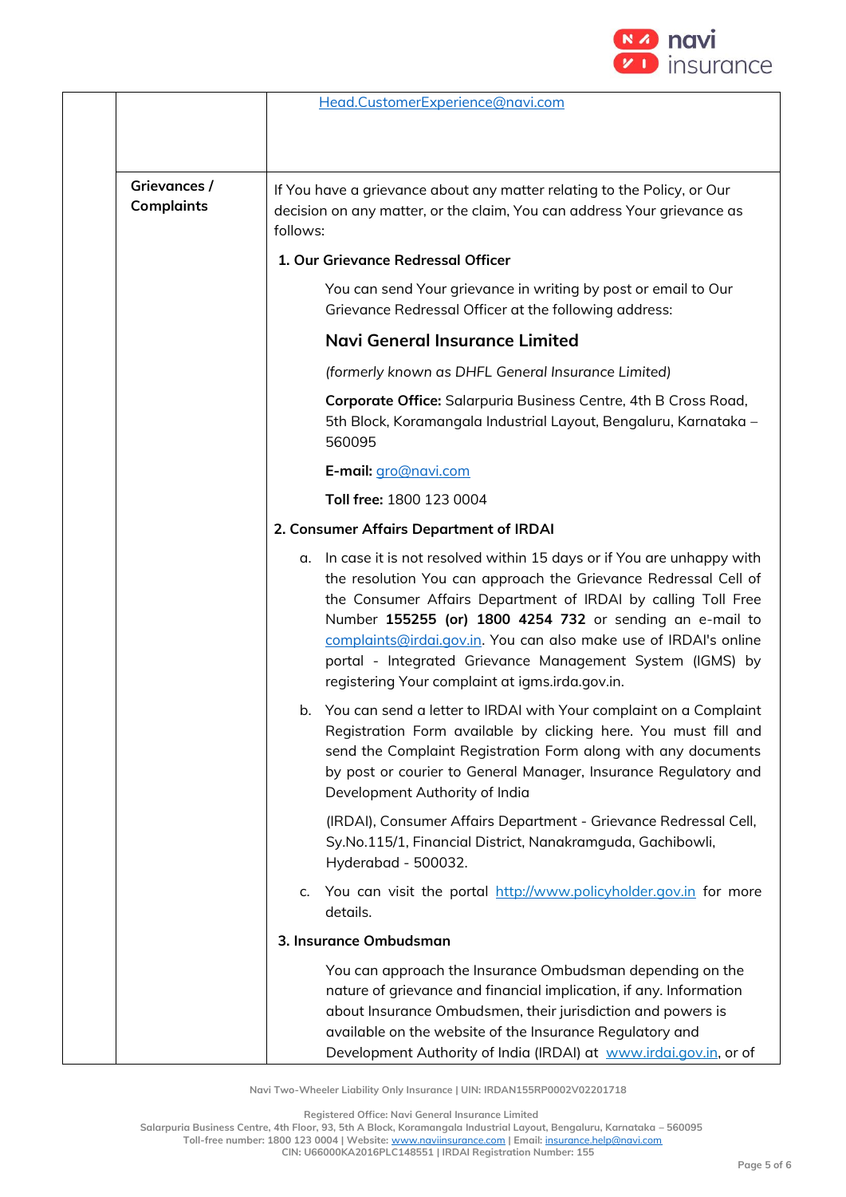| | | |
|---|---|---|
| | | Head.CustomerExperience@navi.com |
| | **Grievances / Complaints** | If You have a grievance about any matter relating to the Policy, or Our decision on any matter, or the claim, You can address Your grievance as follows:<br><br>**1. Our Grievance Redressal Officer**<br><br>You can send Your grievance in writing by post or email to Our Grievance Redressal Officer at the following address:<br><br>**Navi General Insurance Limited**<br><br>*(formerly known as DHFL General Insurance Limited)*<br><br>**Corporate Office:** Salarpuria Business Centre, 4th B Cross Road, 5th Block, Koramangala Industrial Layout, Bengaluru, Karnataka – 560095<br><br>**E-mail:** gro@navi.com<br><br>**Toll free:** 1800 123 0004<br><br>**2. Consumer Affairs Department of IRDAI**<br><br>a. In case it is not resolved within 15 days or if You are unhappy with the resolution You can approach the Grievance Redressal Cell of the Consumer Affairs Department of IRDAI by calling Toll Free Number **155255 (or) 1800 4254 732** or sending an e-mail to complaints@irdai.gov.in. You can also make use of IRDAI's online portal - Integrated Grievance Management System (IGMS) by registering Your complaint at igms.irda.gov.in.<br><br>b. You can send a letter to IRDAI with Your complaint on a Complaint Registration Form available by clicking here. You must fill and send the Complaint Registration Form along with any documents by post or courier to General Manager, Insurance Regulatory and Development Authority of India<br><br>(IRDAI), Consumer Affairs Department - Grievance Redressal Cell, Sy.No.115/1, Financial District, Nanakramguda, Gachibowli, Hyderabad - 500032.<br><br>c. You can visit the portal http://www.policyholder.gov.in for more details.<br><br>**3. Insurance Ombudsman**<br><br>You can approach the Insurance Ombudsman depending on the nature of grievance and financial implication, if any. Information about Insurance Ombudsmen, their jurisdiction and powers is available on the website of the Insurance Regulatory and Development Authority of India (IRDAI) at www.irdai.gov.in, or of |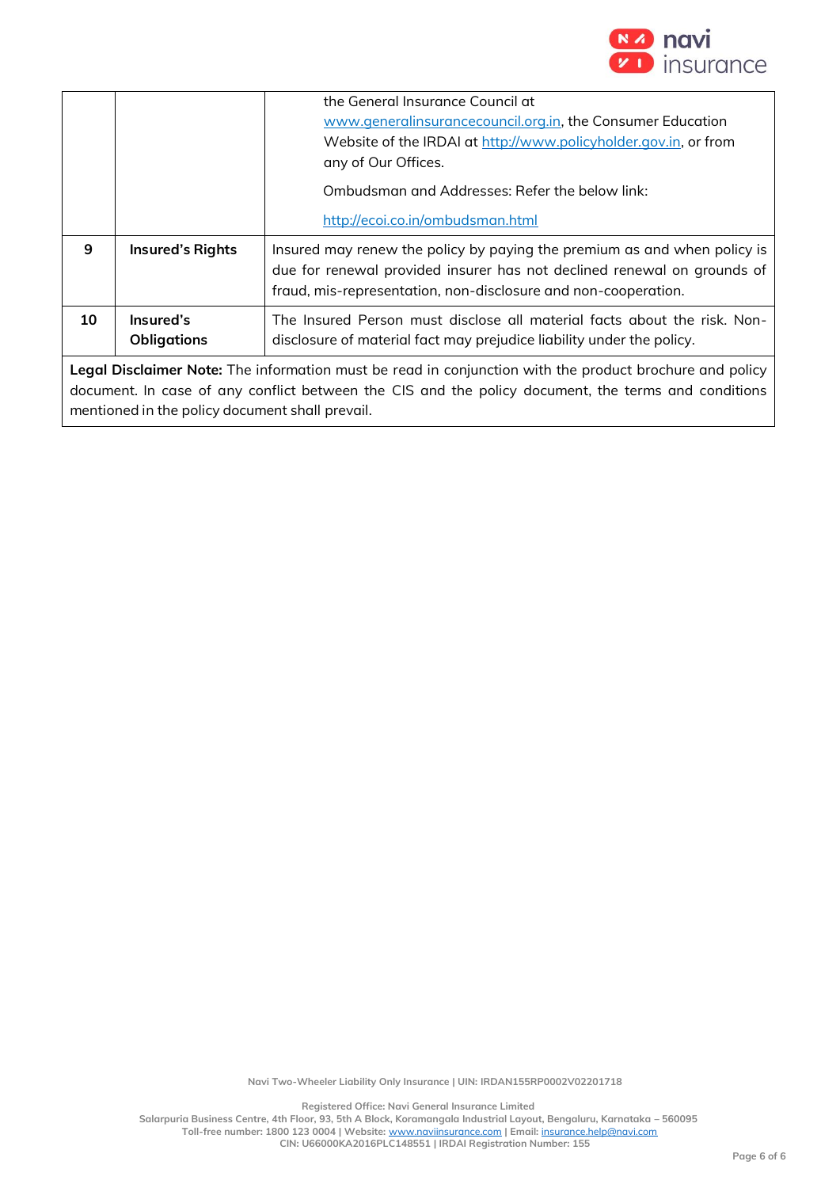| | | |
|---|---|---|
| | | the General Insurance Council at www.generalinsurancecouncil.org.in, the Consumer Education Website of the IRDAI at http://www.policyholder.gov.in, or from any of Our Offices.<br><br>Ombudsman and Addresses: Refer the below link:<br><br>http://ecoi.co.in/ombudsman.html |
| 9 | **Insured's Rights** | Insured may renew the policy by paying the premium as and when policy is due for renewal provided insurer has not declined renewal on grounds of fraud, mis-representation, non-disclosure and non-cooperation. |
| 10 | **Insured's Obligations** | The Insured Person must disclose all material facts about the risk. Non-disclosure of material fact may prejudice liability under the policy. |

**Legal Disclaimer Note:** The information must be read in conjunction with the product brochure and policy document. In case of any conflict between the CIS and the policy document, the terms and conditions mentioned in the policy document shall prevail.